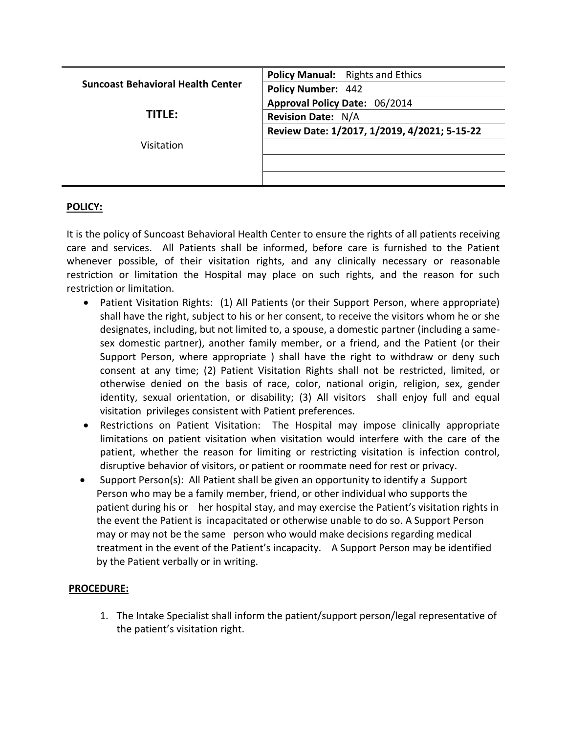| Suncoast Behavioral Health Center<br><br>**TITLE:**<br><br>Visitation | **Policy Manual:** Rights and Ethics |
|---|---|
| | **Policy Number:** 442 |
| | **Approval Policy Date:** 06/2014 |
| | **Revision Date:** N/A |
| | **Review Date: 1/2017, 1/2019, 4/2021; 5-15-22** |
| | |
| | |
| | |

## POLICY:

It is the policy of Suncoast Behavioral Health Center to ensure the rights of all patients receiving care and services. All Patients shall be informed, before care is furnished to the Patient whenever possible, of their visitation rights, and any clinically necessary or reasonable restriction or limitation the Hospital may place on such rights, and the reason for such restriction or limitation.

- Patient Visitation Rights: (1) All Patients (or their Support Person, where appropriate) shall have the right, subject to his or her consent, to receive the visitors whom he or she designates, including, but not limited to, a spouse, a domestic partner (including a same-sex domestic partner), another family member, or a friend, and the Patient (or their Support Person, where appropriate ) shall have the right to withdraw or deny such consent at any time; (2) Patient Visitation Rights shall not be restricted, limited, or otherwise denied on the basis of race, color, national origin, religion, sex, gender identity, sexual orientation, or disability; (3) All visitors shall enjoy full and equal visitation privileges consistent with Patient preferences.
- Restrictions on Patient Visitation: The Hospital may impose clinically appropriate limitations on patient visitation when visitation would interfere with the care of the patient, whether the reason for limiting or restricting visitation is infection control, disruptive behavior of visitors, or patient or roommate need for rest or privacy.
- Support Person(s): All Patient shall be given an opportunity to identify a Support Person who may be a family member, friend, or other individual who supports the patient during his or her hospital stay, and may exercise the Patient's visitation rights in the event the Patient is incapacitated or otherwise unable to do so. A Support Person may or may not be the same person who would make decisions regarding medical treatment in the event of the Patient's incapacity. A Support Person may be identified by the Patient verbally or in writing.

## PROCEDURE:

1. The Intake Specialist shall inform the patient/support person/legal representative of the patient's visitation right.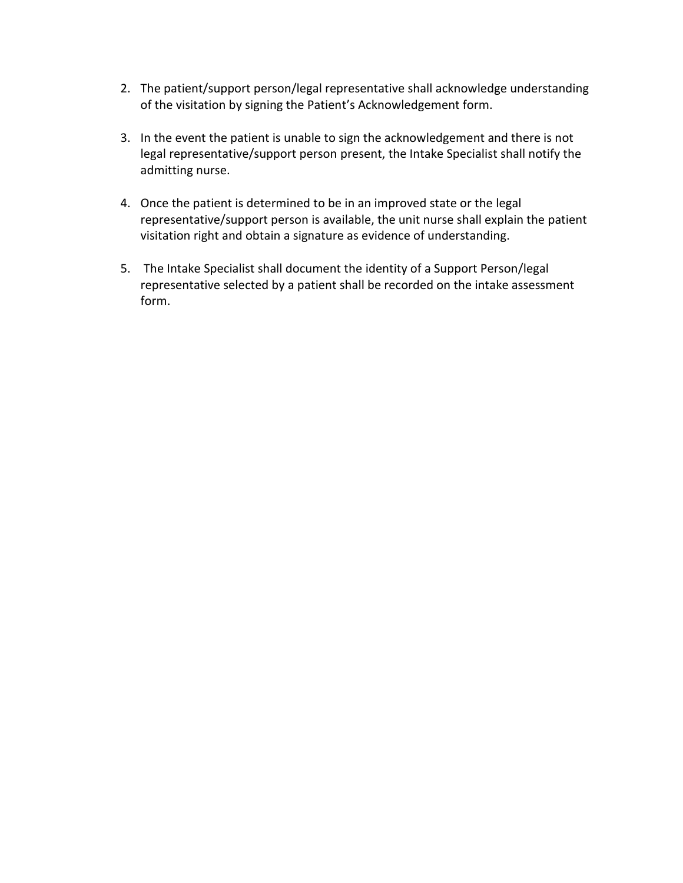2. The patient/support person/legal representative shall acknowledge understanding of the visitation by signing the Patient's Acknowledgement form.

3. In the event the patient is unable to sign the acknowledgement and there is not legal representative/support person present, the Intake Specialist shall notify the admitting nurse.

4. Once the patient is determined to be in an improved state or the legal representative/support person is available, the unit nurse shall explain the patient visitation right and obtain a signature as evidence of understanding.

5. The Intake Specialist shall document the identity of a Support Person/legal representative selected by a patient shall be recorded on the intake assessment form.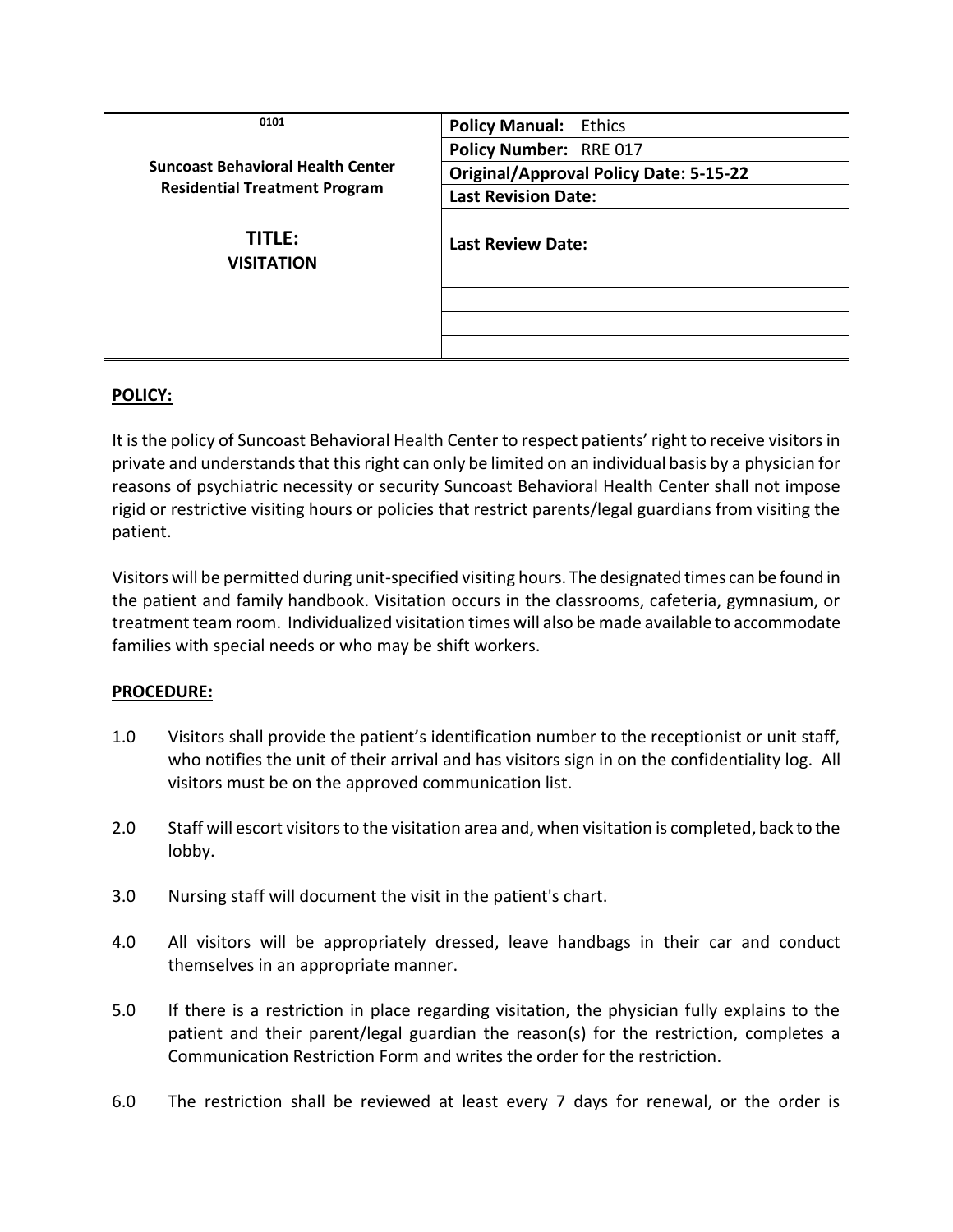| 0101<br><br>**Suncoast Behavioral Health Center**<br>**Residential Treatment Program**<br><br>**TITLE:**<br>**VISITATION** | **Policy Manual:** Ethics |
|---|---|
| | **Policy Number:** RRE 017 |
| | **Original/Approval Policy Date: 5-15-22** |
| | **Last Revision Date:** |
| | |
| | **Last Review Date:** |
| | |
| | |
| | |
| | |

**POLICY:**

It is the policy of Suncoast Behavioral Health Center to respect patients' right to receive visitors in private and understands that this right can only be limited on an individual basis by a physician for reasons of psychiatric necessity or security Suncoast Behavioral Health Center shall not impose rigid or restrictive visiting hours or policies that restrict parents/legal guardians from visiting the patient.

Visitors will be permitted during unit-specified visiting hours. The designated times can be found in the patient and family handbook. Visitation occurs in the classrooms, cafeteria, gymnasium, or treatment team room. Individualized visitation times will also be made available to accommodate families with special needs or who may be shift workers.

**PROCEDURE:**

1.0 Visitors shall provide the patient's identification number to the receptionist or unit staff, who notifies the unit of their arrival and has visitors sign in on the confidentiality log. All visitors must be on the approved communication list.

2.0 Staff will escort visitors to the visitation area and, when visitation is completed, back to the lobby.

3.0 Nursing staff will document the visit in the patient's chart.

4.0 All visitors will be appropriately dressed, leave handbags in their car and conduct themselves in an appropriate manner.

5.0 If there is a restriction in place regarding visitation, the physician fully explains to the patient and their parent/legal guardian the reason(s) for the restriction, completes a Communication Restriction Form and writes the order for the restriction.

6.0 The restriction shall be reviewed at least every 7 days for renewal, or the order is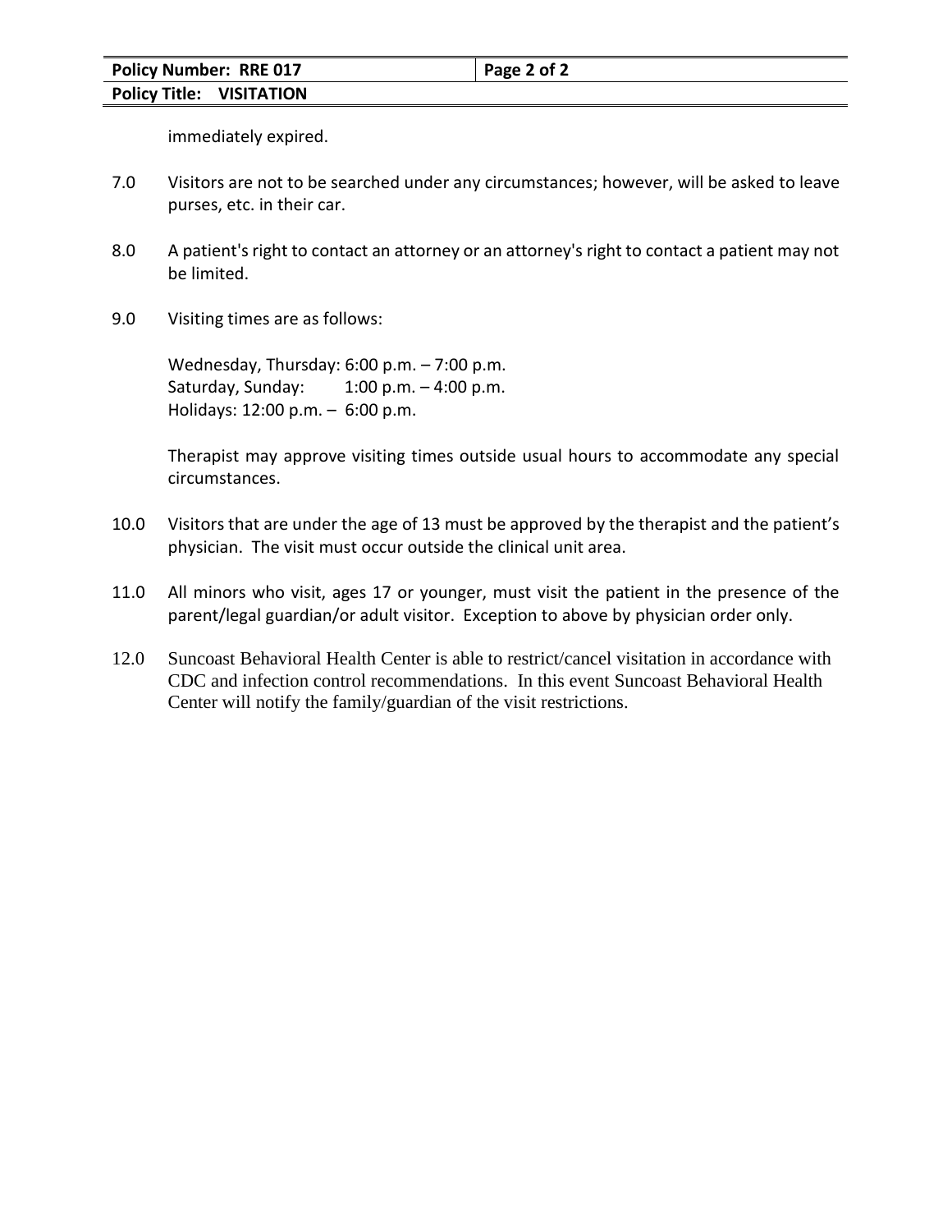immediately expired.

7.0 Visitors are not to be searched under any circumstances; however, will be asked to leave purses, etc. in their car.

8.0 A patient's right to contact an attorney or an attorney's right to contact a patient may not be limited.

9.0 Visiting times are as follows:

Wednesday, Thursday: 6:00 p.m. – 7:00 p.m.
Saturday, Sunday: 1:00 p.m. – 4:00 p.m.
Holidays: 12:00 p.m. – 6:00 p.m.

Therapist may approve visiting times outside usual hours to accommodate any special circumstances.

10.0 Visitors that are under the age of 13 must be approved by the therapist and the patient's physician. The visit must occur outside the clinical unit area.

11.0 All minors who visit, ages 17 or younger, must visit the patient in the presence of the parent/legal guardian/or adult visitor. Exception to above by physician order only.

12.0 Suncoast Behavioral Health Center is able to restrict/cancel visitation in accordance with CDC and infection control recommendations. In this event Suncoast Behavioral Health Center will notify the family/guardian of the visit restrictions.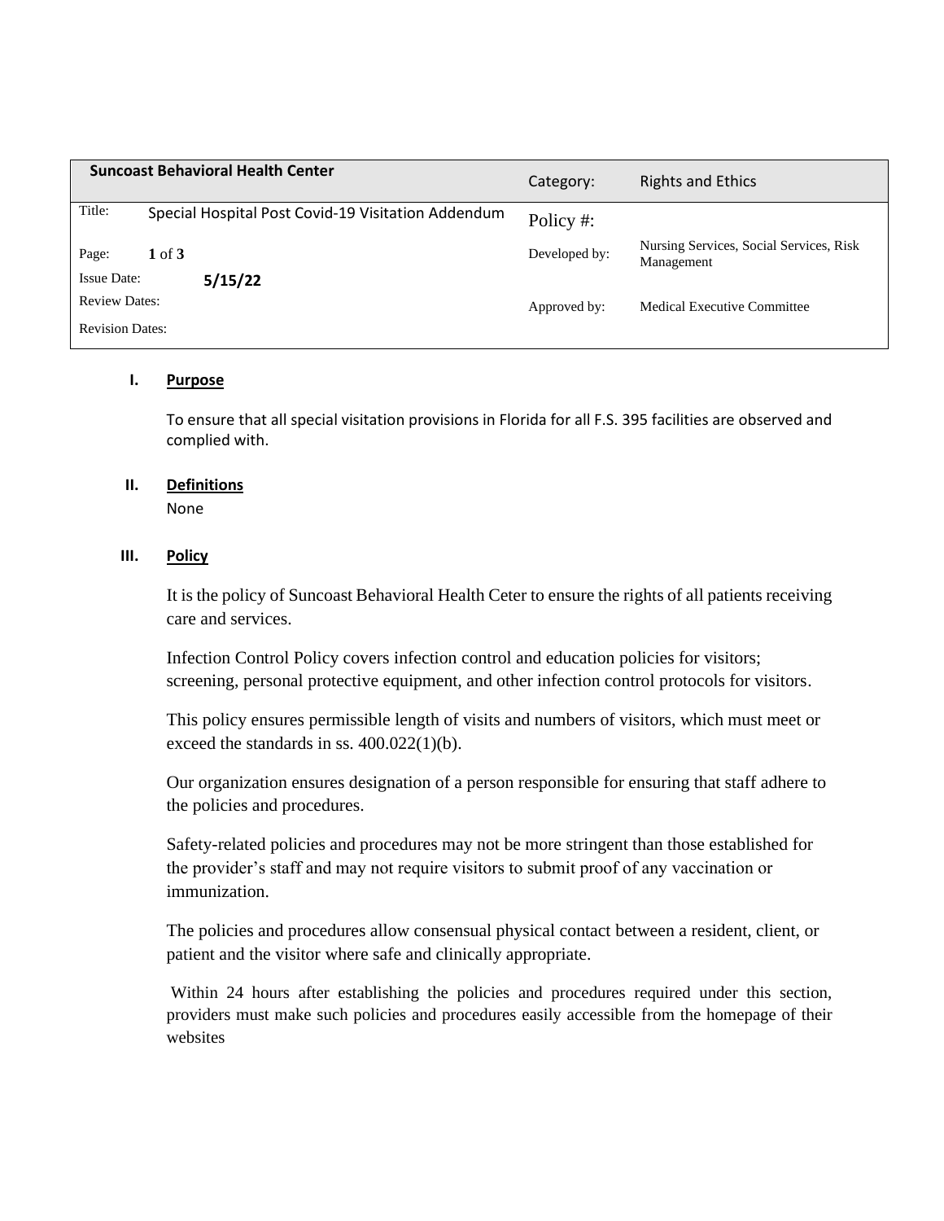| Suncoast Behavioral Health Center | | Category: | Rights and Ethics |
|---|---|---|---|
| Title: | Special Hospital Post Covid-19 Visitation Addendum | Policy #: | |
| Page: | **1** of **3** | Developed by: | Nursing Services, Social Services, Risk Management |
| Issue Date: | **5/15/22** | | |
| Review Dates: | | Approved by: | Medical Executive Committee |
| Revision Dates: | | | |

**I. Purpose**

To ensure that all special visitation provisions in Florida for all F.S. 395 facilities are observed and complied with.

**II. Definitions**

None

**III. Policy**

It is the policy of Suncoast Behavioral Health Ceter to ensure the rights of all patients receiving care and services.

Infection Control Policy covers infection control and education policies for visitors; screening, personal protective equipment, and other infection control protocols for visitors.

This policy ensures permissible length of visits and numbers of visitors, which must meet or exceed the standards in ss. 400.022(1)(b).

Our organization ensures designation of a person responsible for ensuring that staff adhere to the policies and procedures.

Safety-related policies and procedures may not be more stringent than those established for the provider's staff and may not require visitors to submit proof of any vaccination or immunization.

The policies and procedures allow consensual physical contact between a resident, client, or patient and the visitor where safe and clinically appropriate.

Within 24 hours after establishing the policies and procedures required under this section, providers must make such policies and procedures easily accessible from the homepage of their websites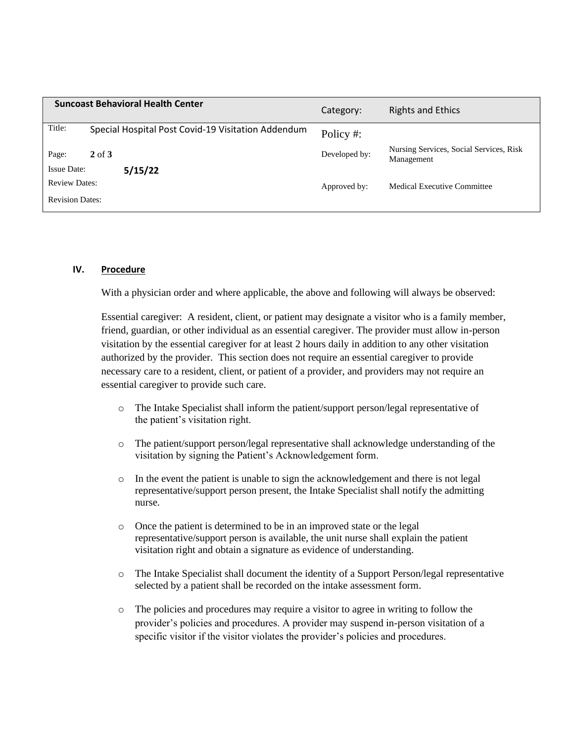| Suncoast Behavioral Health Center | | Category: | Rights and Ethics |
|---|---|---|---|
| Title: | Special Hospital Post Covid-19 Visitation Addendum | Policy #: | |
| Page: | 2 of 3 | Developed by: | Nursing Services, Social Services, Risk Management |
| Issue Date: | 5/15/22 | | |
| Review Dates: | | Approved by: | Medical Executive Committee |
| Revision Dates: | | | |

## IV. Procedure

With a physician order and where applicable, the above and following will always be observed:

Essential caregiver: A resident, client, or patient may designate a visitor who is a family member, friend, guardian, or other individual as an essential caregiver. The provider must allow in-person visitation by the essential caregiver for at least 2 hours daily in addition to any other visitation authorized by the provider. This section does not require an essential caregiver to provide necessary care to a resident, client, or patient of a provider, and providers may not require an essential caregiver to provide such care.

- The Intake Specialist shall inform the patient/support person/legal representative of the patient's visitation right.
- The patient/support person/legal representative shall acknowledge understanding of the visitation by signing the Patient's Acknowledgement form.
- In the event the patient is unable to sign the acknowledgement and there is not legal representative/support person present, the Intake Specialist shall notify the admitting nurse.
- Once the patient is determined to be in an improved state or the legal representative/support person is available, the unit nurse shall explain the patient visitation right and obtain a signature as evidence of understanding.
- The Intake Specialist shall document the identity of a Support Person/legal representative selected by a patient shall be recorded on the intake assessment form.
- The policies and procedures may require a visitor to agree in writing to follow the provider's policies and procedures. A provider may suspend in-person visitation of a specific visitor if the visitor violates the provider's policies and procedures.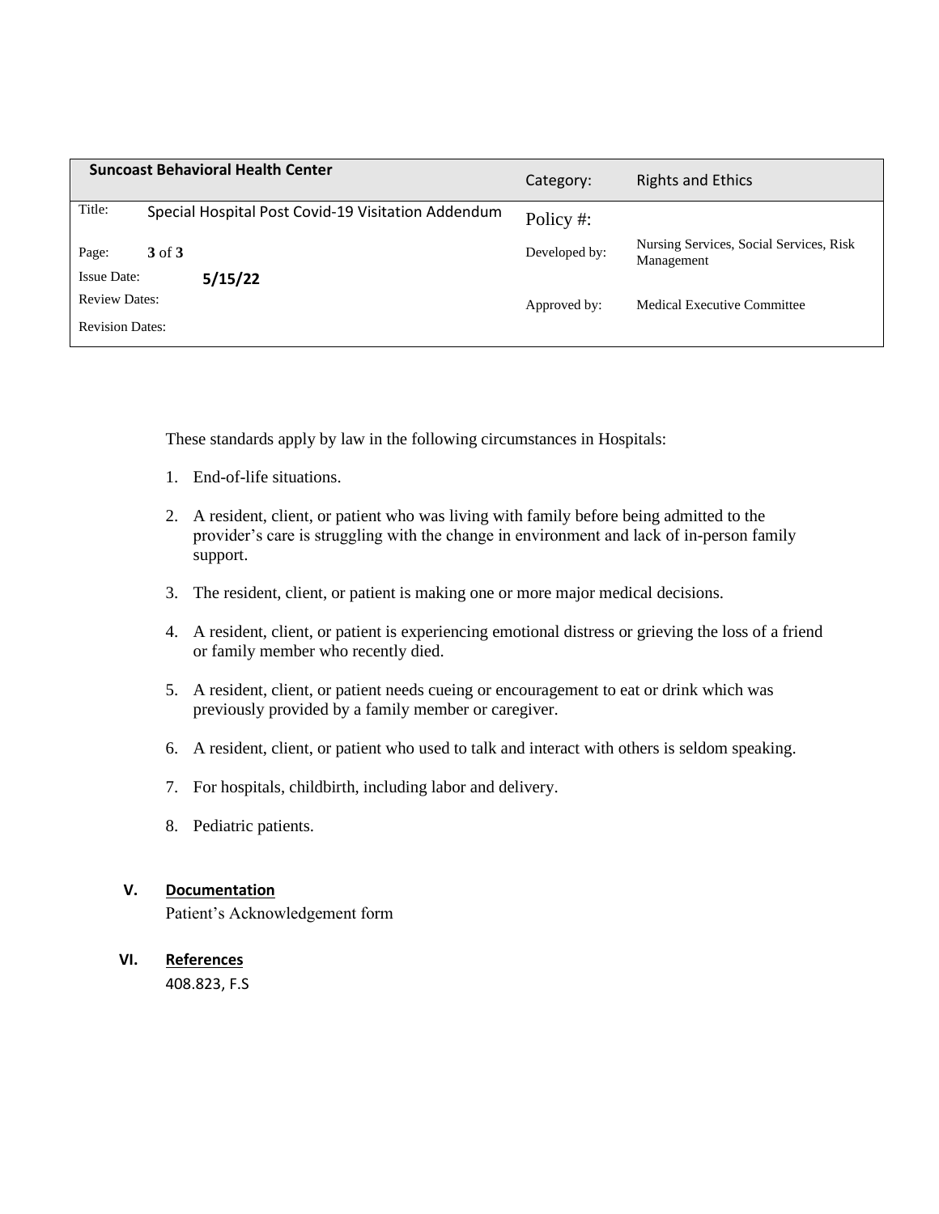These standards apply by law in the following circumstances in Hospitals:

1. End-of-life situations.
2. A resident, client, or patient who was living with family before being admitted to the provider's care is struggling with the change in environment and lack of in-person family support.
3. The resident, client, or patient is making one or more major medical decisions.
4. A resident, client, or patient is experiencing emotional distress or grieving the loss of a friend or family member who recently died.
5. A resident, client, or patient needs cueing or encouragement to eat or drink which was previously provided by a family member or caregiver.
6. A resident, client, or patient who used to talk and interact with others is seldom speaking.
7. For hospitals, childbirth, including labor and delivery.
8. Pediatric patients.

## V. Documentation

Patient's Acknowledgement form

## VI. References

408.823, F.S